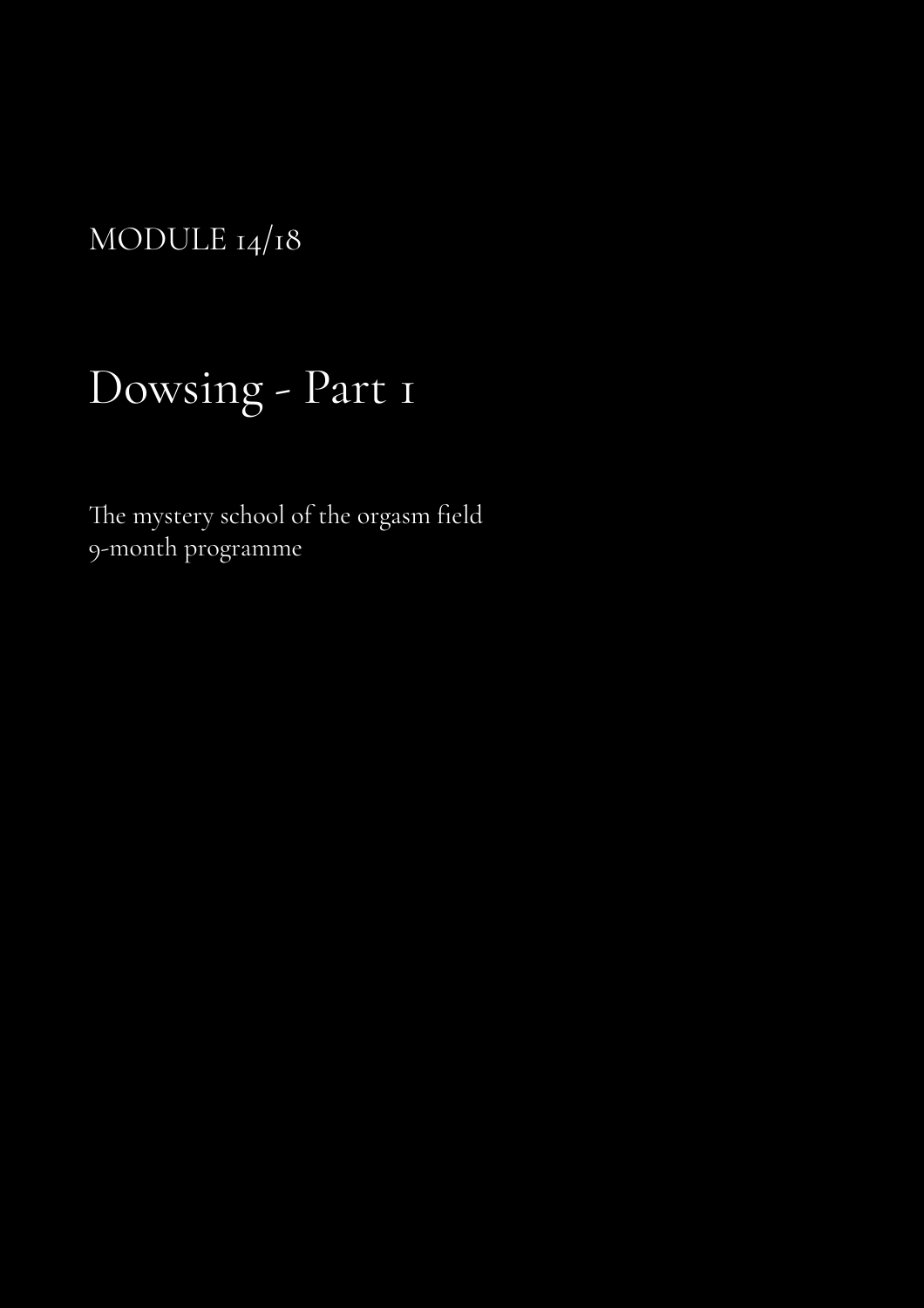MODULE 14/18

# Dowsing - Part 1

The mystery school of the orgasm field
9-month programme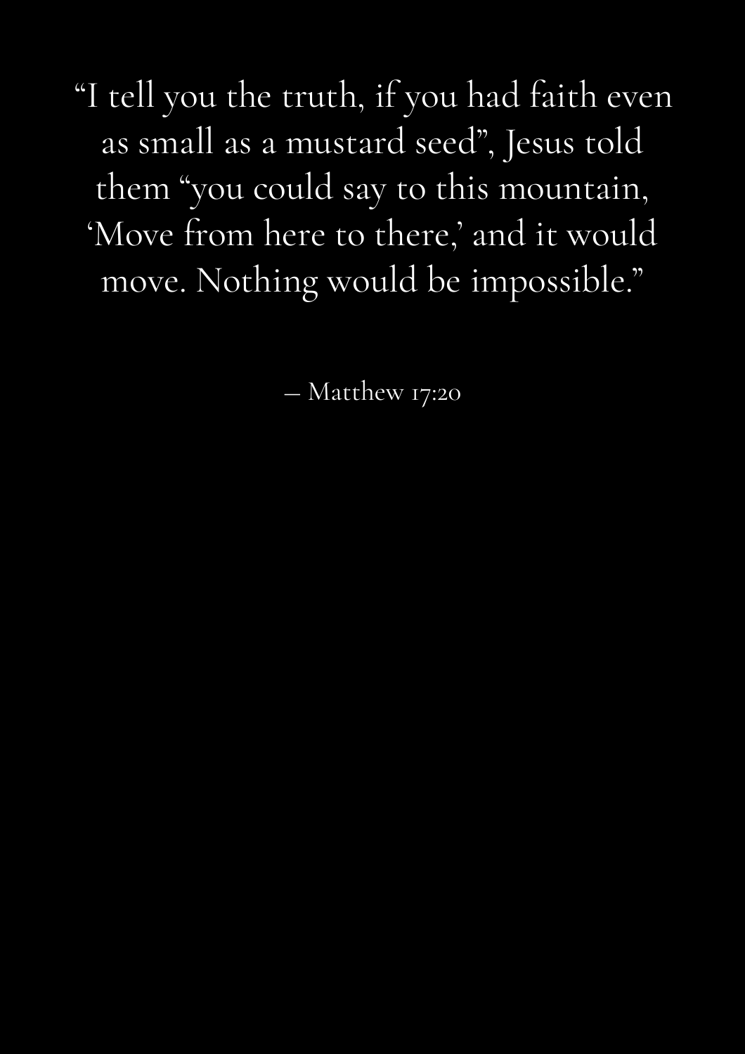"I tell you the truth, if you had faith even as small as a mustard seed", Jesus told them "you could say to this mountain, 'Move from here to there,' and it would move. Nothing would be impossible."

– Matthew 17:20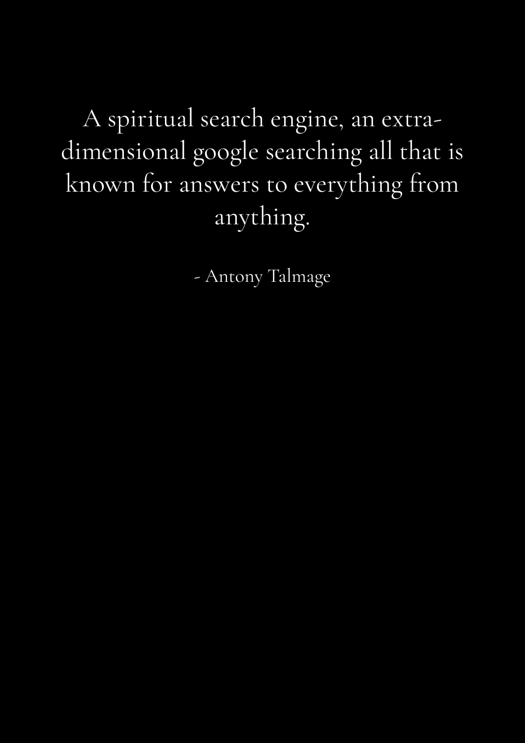A spiritual search engine, an extra-dimensional google searching all that is known for answers to everything from anything.

- Antony Talmage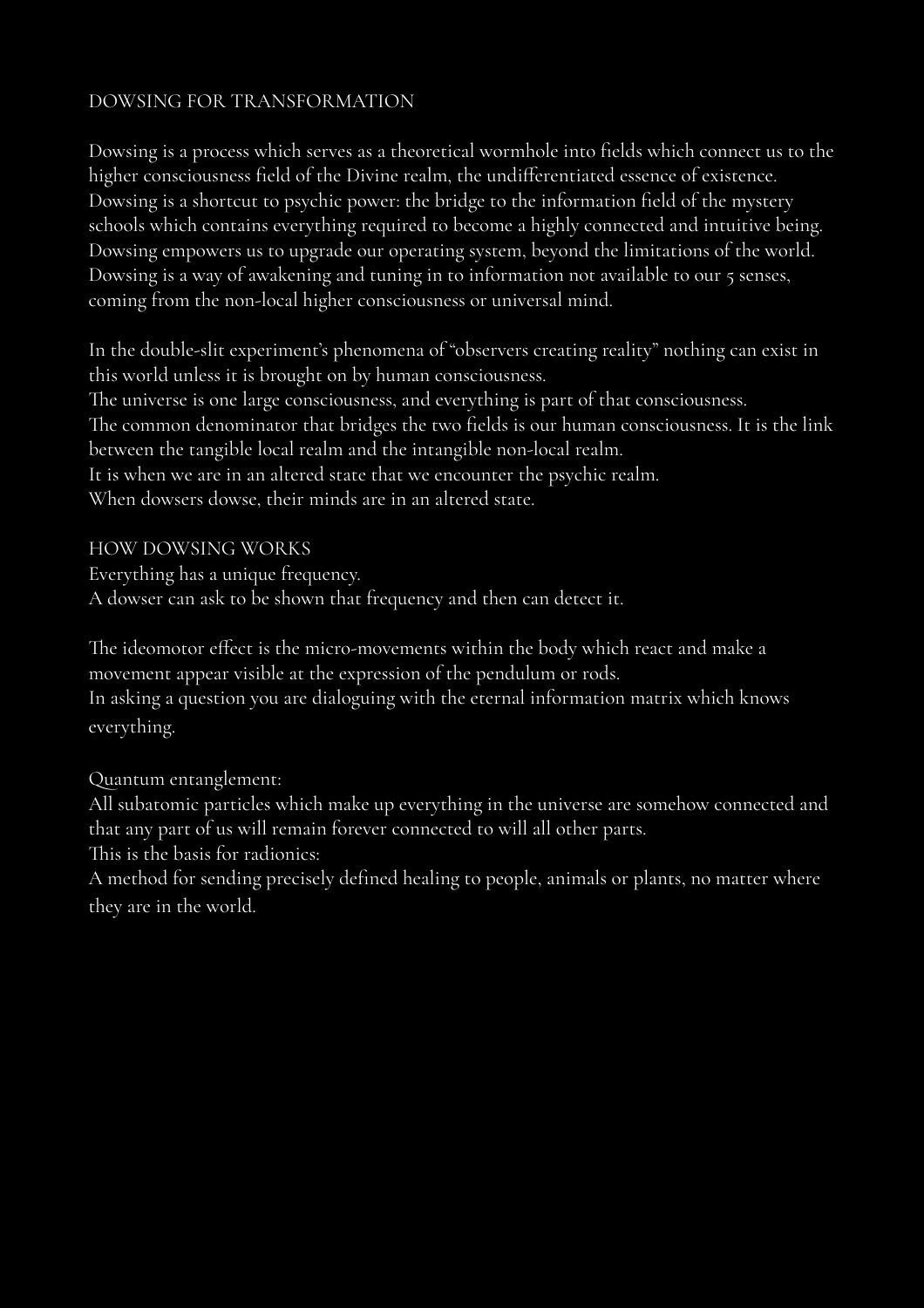## DOWSING FOR TRANSFORMATION

Dowsing is a process which serves as a theoretical wormhole into fields which connect us to the higher consciousness field of the Divine realm, the undifferentiated essence of existence.
Dowsing is a shortcut to psychic power: the bridge to the information field of the mystery schools which contains everything required to become a highly connected and intuitive being.
Dowsing empowers us to upgrade our operating system, beyond the limitations of the world.
Dowsing is a way of awakening and tuning in to information not available to our 5 senses, coming from the non-local higher consciousness or universal mind.

In the double-slit experiment's phenomena of "observers creating reality" nothing can exist in this world unless it is brought on by human consciousness.
The universe is one large consciousness, and everything is part of that consciousness.
The common denominator that bridges the two fields is our human consciousness. It is the link between the tangible local realm and the intangible non-local realm.
It is when we are in an altered state that we encounter the psychic realm.
When dowsers dowse, their minds are in an altered state.

## HOW DOWSING WORKS

Everything has a unique frequency.
A dowser can ask to be shown that frequency and then can detect it.

The ideomotor effect is the micro-movements within the body which react and make a movement appear visible at the expression of the pendulum or rods.
In asking a question you are dialoguing with the eternal information matrix which knows everything.

Quantum entanglement:
All subatomic particles which make up everything in the universe are somehow connected and that any part of us will remain forever connected to will all other parts.
This is the basis for radionics:
A method for sending precisely defined healing to people, animals or plants, no matter where they are in the world.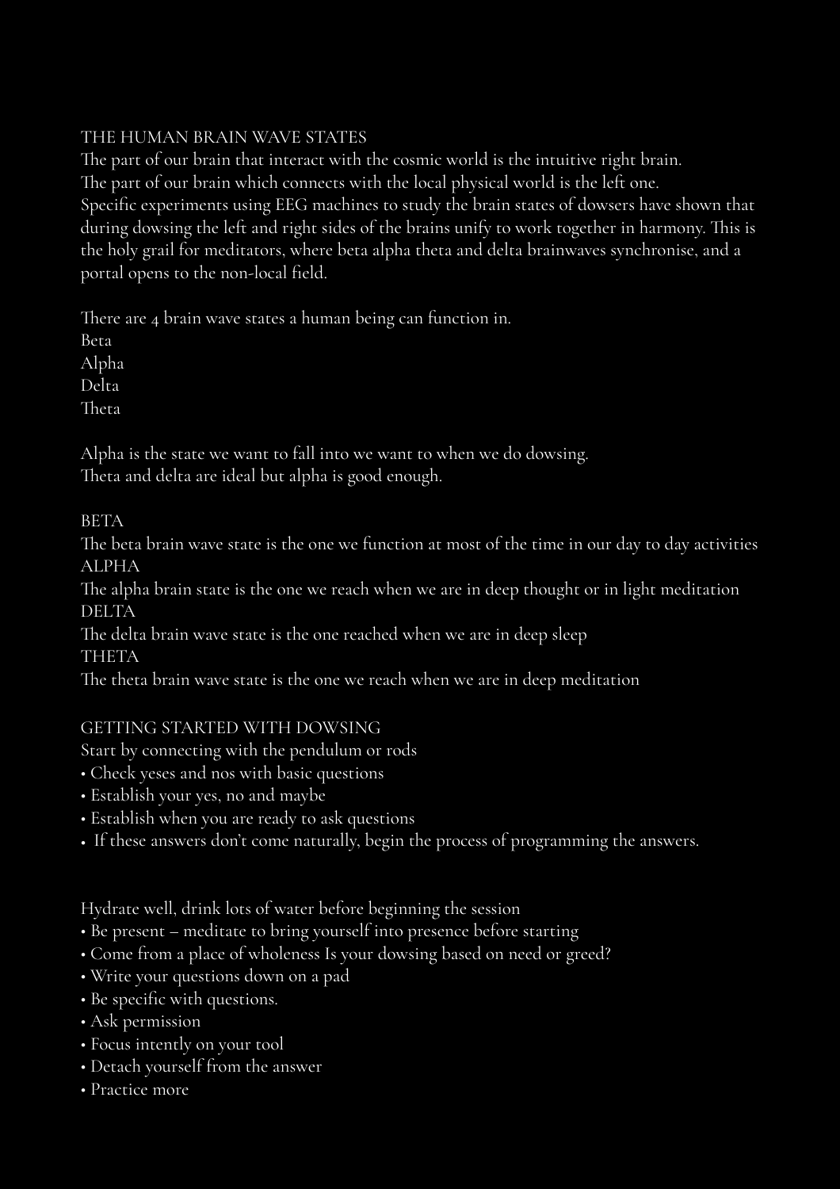## THE HUMAN BRAIN WAVE STATES

The part of our brain that interact with the cosmic world is the intuitive right brain.
The part of our brain which connects with the local physical world is the left one.
Specific experiments using EEG machines to study the brain states of dowsers have shown that during dowsing the left and right sides of the brains unify to work together in harmony. This is the holy grail for meditators, where beta alpha theta and delta brainwaves synchronise, and a portal opens to the non-local field.

There are 4 brain wave states a human being can function in.
Beta
Alpha
Delta
Theta

Alpha is the state we want to fall into we want to when we do dowsing.
Theta and delta are ideal but alpha is good enough.

### BETA
The beta brain wave state is the one we function at most of the time in our day to day activities

### ALPHA
The alpha brain state is the one we reach when we are in deep thought or in light meditation

### DELTA
The delta brain wave state is the one reached when we are in deep sleep

### THETA
The theta brain wave state is the one we reach when we are in deep meditation

## GETTING STARTED WITH DOWSING

Start by connecting with the pendulum or rods

- Check yeses and nos with basic questions
- Establish your yes, no and maybe
- Establish when you are ready to ask questions
- If these answers don't come naturally, begin the process of programming the answers.

Hydrate well, drink lots of water before beginning the session

- Be present – meditate to bring yourself into presence before starting
- Come from a place of wholeness Is your dowsing based on need or greed?
- Write your questions down on a pad
- Be specific with questions.
- Ask permission
- Focus intently on your tool
- Detach yourself from the answer
- Practice more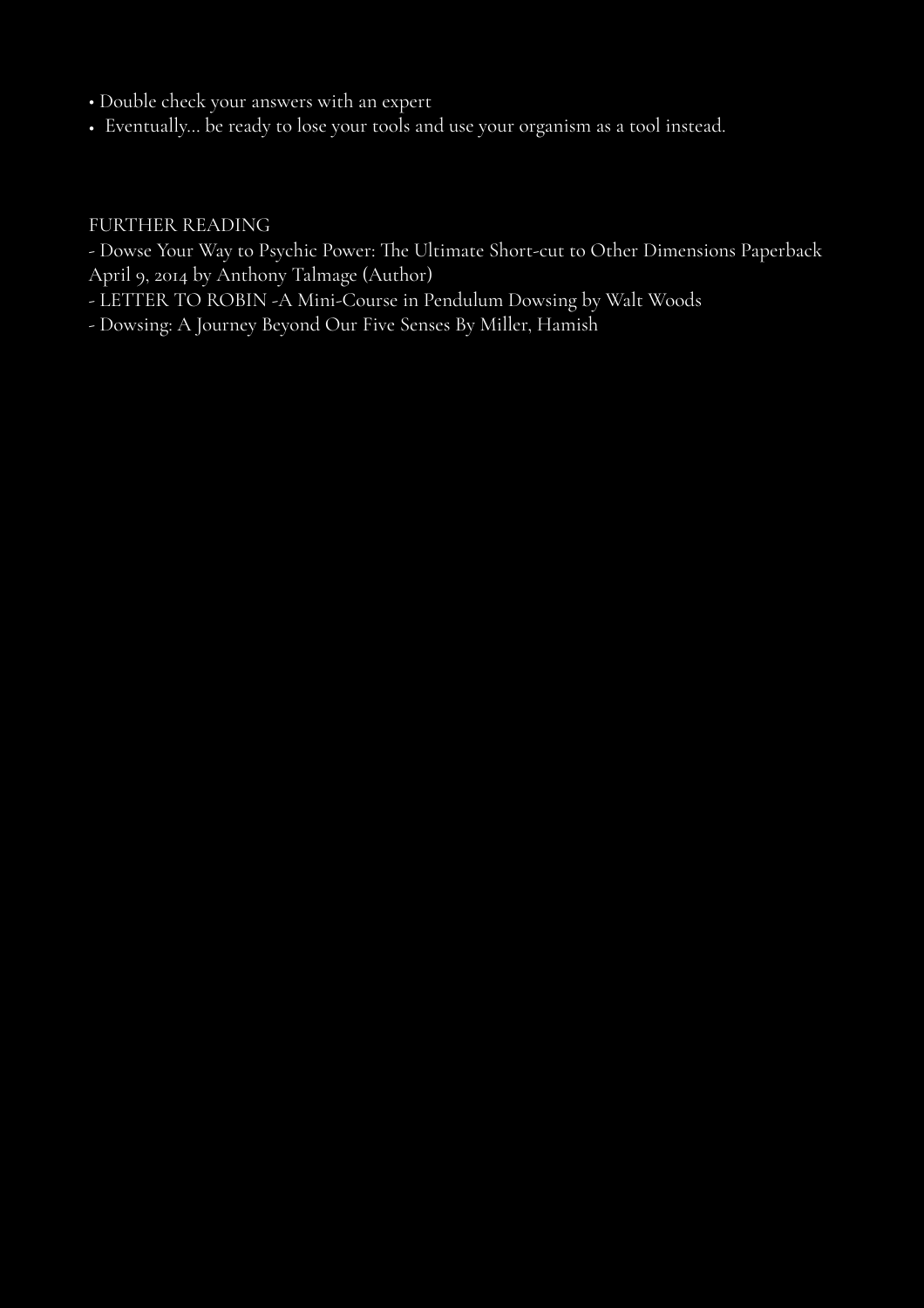- Double check your answers with an expert
- Eventually… be ready to lose your tools and use your organism as a tool instead.

FURTHER READING

- Dowse Your Way to Psychic Power: The Ultimate Short-cut to Other Dimensions Paperback April 9, 2014 by Anthony Talmage (Author)
- LETTER TO ROBIN -A Mini-Course in Pendulum Dowsing by Walt Woods
- Dowsing: A Journey Beyond Our Five Senses By Miller, Hamish